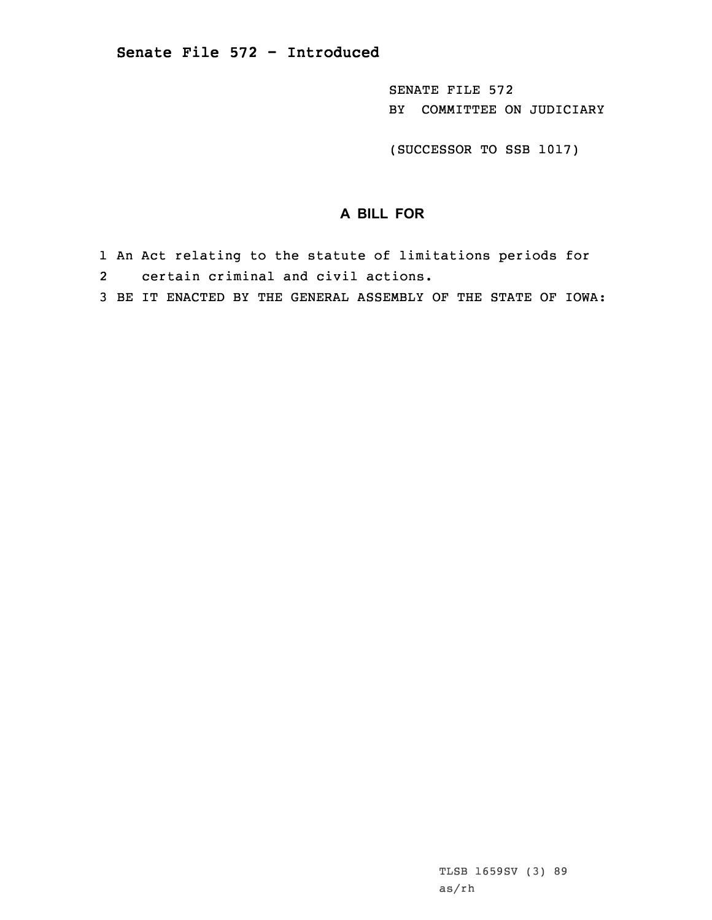# Senate File 572 - Introduced

SENATE FILE 572
BY COMMITTEE ON JUDICIARY

(SUCCESSOR TO SSB 1017)

## A BILL FOR

1 An Act relating to the statute of limitations periods for
2 certain criminal and civil actions.
3 BE IT ENACTED BY THE GENERAL ASSEMBLY OF THE STATE OF IOWA:

TLSB 1659SV (3) 89
as/rh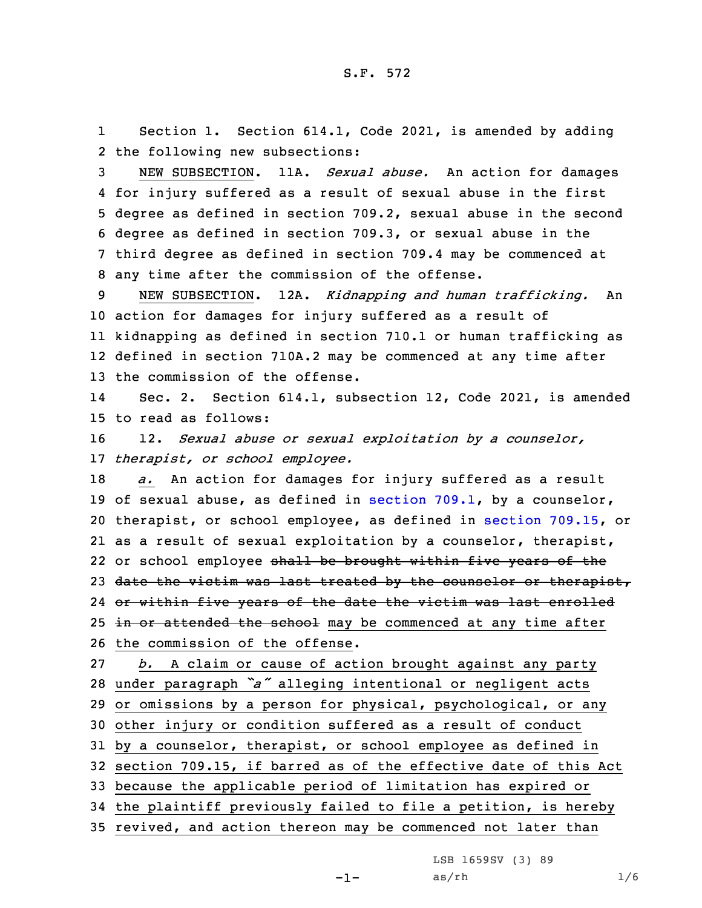S.F. 572

Section 1. Section 614.1, Code 2021, is amended by adding the following new subsections:

NEW SUBSECTION. 11A. *Sexual abuse.* An action for damages for injury suffered as a result of sexual abuse in the first degree as defined in section 709.2, sexual abuse in the second degree as defined in section 709.3, or sexual abuse in the third degree as defined in section 709.4 may be commenced at any time after the commission of the offense.

NEW SUBSECTION. 12A. *Kidnapping and human trafficking.* An action for damages for injury suffered as a result of kidnapping as defined in section 710.1 or human trafficking as defined in section 710A.2 may be commenced at any time after the commission of the offense.

Sec. 2. Section 614.1, subsection 12, Code 2021, is amended to read as follows:

12. *Sexual abuse or sexual exploitation by a counselor, therapist, or school employee.*

*a.* An action for damages for injury suffered as a result of sexual abuse, as defined in section 709.1, by a counselor, therapist, or school employee, as defined in section 709.15, or as a result of sexual exploitation by a counselor, therapist, or school employee ~~shall be brought within five years of the date the victim was last treated by the counselor or therapist, or within five years of the date the victim was last enrolled in or attended the school~~ may be commenced at any time after the commission of the offense.

*b.* A claim or cause of action brought against any party under paragraph *"a"* alleging intentional or negligent acts or omissions by a person for physical, psychological, or any other injury or condition suffered as a result of conduct by a counselor, therapist, or school employee as defined in section 709.15, if barred as of the effective date of this Act because the applicable period of limitation has expired or the plaintiff previously failed to file a petition, is hereby revived, and action thereon may be commenced not later than

LSB 1659SV (3) 89
as/rh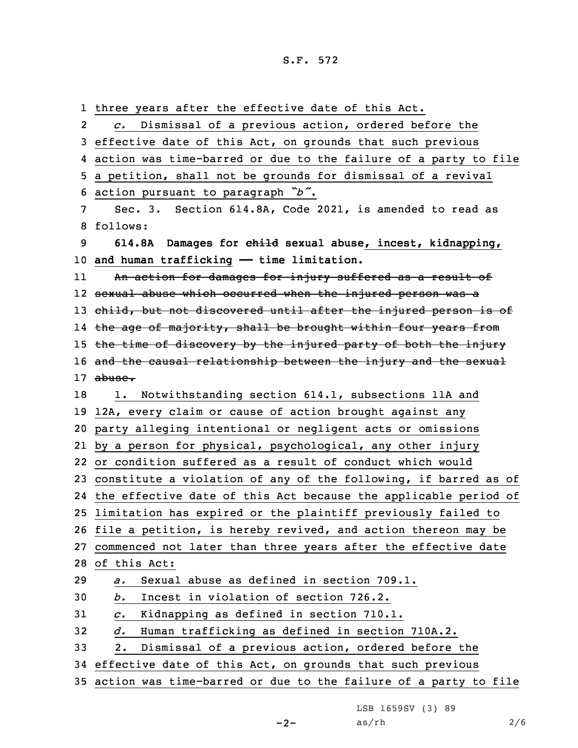three years after the effective date of this Act.

*c.* Dismissal of a previous action, ordered before the effective date of this Act, on grounds that such previous action was time-barred or due to the failure of a party to file a petition, shall not be grounds for dismissal of a revival action pursuant to paragraph *"b"*.

Sec. 3. Section 614.8A, Code 2021, is amended to read as follows:

**614.8A Damages for ~~child~~ sexual abuse, incest, kidnapping, and human trafficking — time limitation.**

~~An action for damages for injury suffered as a result of sexual abuse which occurred when the injured person was a child, but not discovered until after the injured person is of the age of majority, shall be brought within four years from the time of discovery by the injured party of both the injury and the causal relationship between the injury and the sexual abuse.~~

1. Notwithstanding section 614.1, subsections 11A and 12A, every claim or cause of action brought against any party alleging intentional or negligent acts or omissions by a person for physical, psychological, any other injury or condition suffered as a result of conduct which would constitute a violation of any of the following, if barred as of the effective date of this Act because the applicable period of limitation has expired or the plaintiff previously failed to file a petition, is hereby revived, and action thereon may be commenced not later than three years after the effective date of this Act:

*a.* Sexual abuse as defined in section 709.1.

*b.* Incest in violation of section 726.2.

*c.* Kidnapping as defined in section 710.1.

*d.* Human trafficking as defined in section 710A.2.

2. Dismissal of a previous action, ordered before the effective date of this Act, on grounds that such previous action was time-barred or due to the failure of a party to file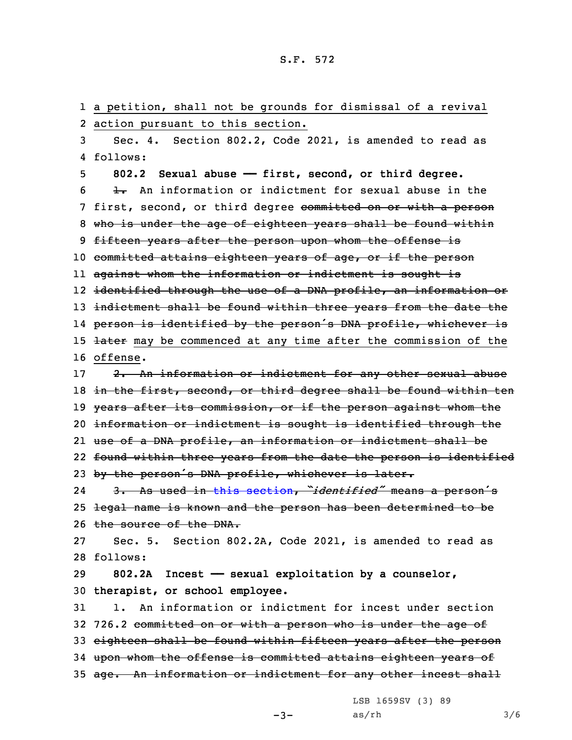a petition, shall not be grounds for dismissal of a revival action pursuant to this section.

Sec. 4. Section 802.2, Code 2021, is amended to read as follows:

**802.2 Sexual abuse — first, second, or third degree.**

~~1.~~ An information or indictment for sexual abuse in the first, second, or third degree ~~committed on or with a person who is under the age of eighteen years shall be found within fifteen years after the person upon whom the offense is committed attains eighteen years of age, or if the person against whom the information or indictment is sought is identified through the use of a DNA profile, an information or indictment shall be found within three years from the date the person is identified by the person's DNA profile, whichever is later~~ may be commenced at any time after the commission of the offense.

~~2. An information or indictment for any other sexual abuse in the first, second, or third degree shall be found within ten years after its commission, or if the person against whom the information or indictment is sought is identified through the use of a DNA profile, an information or indictment shall be found within three years from the date the person is identified by the person's DNA profile, whichever is later.~~

~~3. As used in this section, "*identified*" means a person's legal name is known and the person has been determined to be the source of the DNA.~~

Sec. 5. Section 802.2A, Code 2021, is amended to read as follows:

**802.2A Incest — sexual exploitation by a counselor, therapist, or school employee.**

1. An information or indictment for incest under section 726.2 ~~committed on or with a person who is under the age of eighteen shall be found within fifteen years after the person upon whom the offense is committed attains eighteen years of age. An information or indictment for any other incest shall~~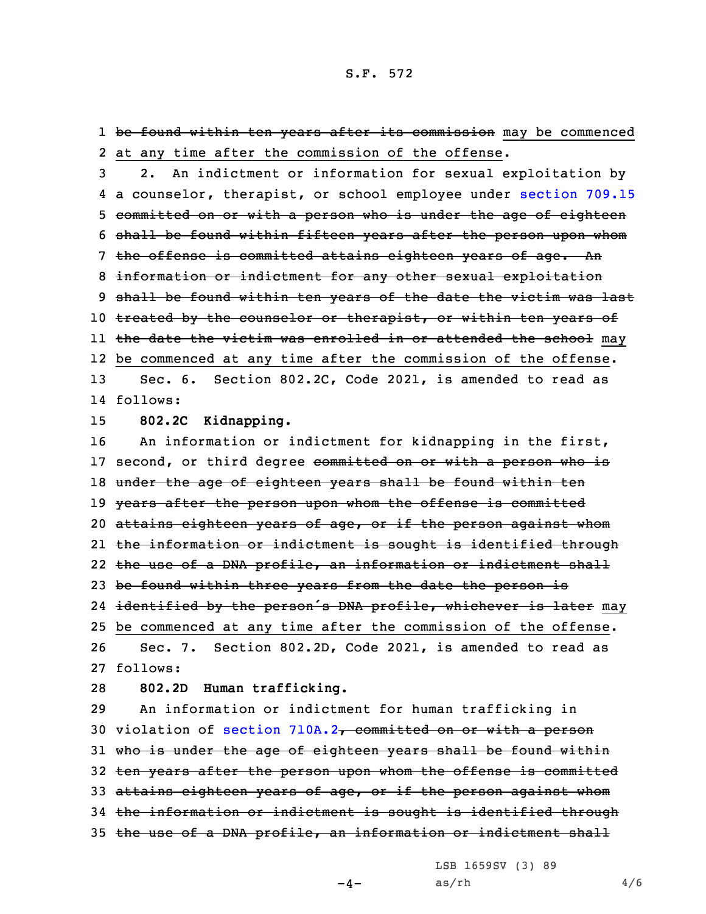1 ~~be found within ten years after its commission~~ <u>may be commenced</u>
2 <u>at any time after the commission of the offense</u>.

3 2. An indictment or information for sexual exploitation by
4 a counselor, therapist, or school employee under section 709.15
5 ~~committed on or with a person who is under the age of eighteen~~
6 ~~shall be found within fifteen years after the person upon whom~~
7 ~~the offense is committed attains eighteen years of age. An~~
8 ~~information or indictment for any other sexual exploitation~~
9 ~~shall be found within ten years of the date the victim was last~~
10 ~~treated by the counselor or therapist, or within ten years of~~
11 ~~the date the victim was enrolled in or attended the school~~ <u>may</u>
12 <u>be commenced at any time after the commission of the offense</u>.

13 Sec. 6. Section 802.2C, Code 2021, is amended to read as
14 follows:

15 **802.2C Kidnapping.**

16 An information or indictment for kidnapping in the first,
17 second, or third degree ~~committed on or with a person who is~~
18 ~~under the age of eighteen years shall be found within ten~~
19 ~~years after the person upon whom the offense is committed~~
20 ~~attains eighteen years of age, or if the person against whom~~
21 ~~the information or indictment is sought is identified through~~
22 ~~the use of a DNA profile, an information or indictment shall~~
23 ~~be found within three years from the date the person is~~
24 ~~identified by the person's DNA profile, whichever is later~~ <u>may</u>
25 <u>be commenced at any time after the commission of the offense</u>.

26 Sec. 7. Section 802.2D, Code 2021, is amended to read as
27 follows:

28 **802.2D Human trafficking.**

29 An information or indictment for human trafficking in
30 violation of section 710A.2~~, committed on or with a person~~
31 ~~who is under the age of eighteen years shall be found within~~
32 ~~ten years after the person upon whom the offense is committed~~
33 ~~attains eighteen years of age, or if the person against whom~~
34 ~~the information or indictment is sought is identified through~~
35 ~~the use of a DNA profile, an information or indictment shall~~

LSB 1659SV (3) 89
as/rh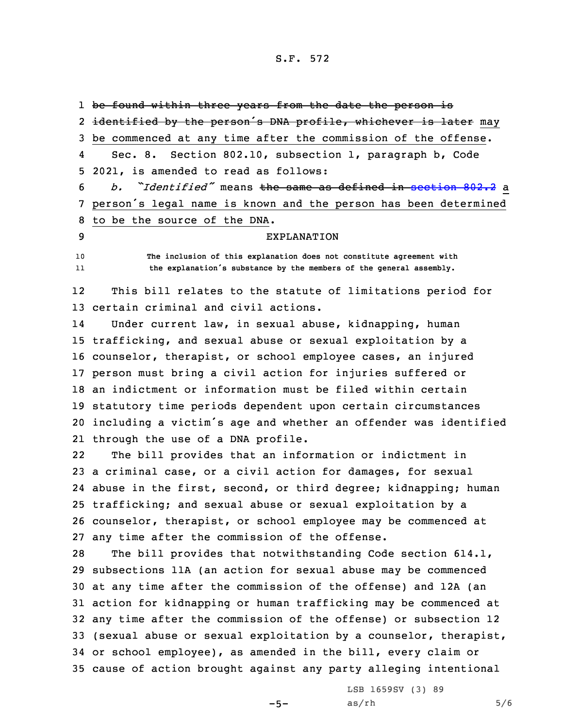~~be found within three years from the date the person is identified by the person's DNA profile, whichever is later~~ may be commenced at any time after the commission of the offense.

Sec. 8. Section 802.10, subsection 1, paragraph b, Code 2021, is amended to read as follows:

*b. "Identified"* means ~~the same as defined in section 802.2~~ a person's legal name is known and the person has been determined to be the source of the DNA.

EXPLANATION

The inclusion of this explanation does not constitute agreement with the explanation's substance by the members of the general assembly.

This bill relates to the statute of limitations period for certain criminal and civil actions.

Under current law, in sexual abuse, kidnapping, human trafficking, and sexual abuse or sexual exploitation by a counselor, therapist, or school employee cases, an injured person must bring a civil action for injuries suffered or an indictment or information must be filed within certain statutory time periods dependent upon certain circumstances including a victim's age and whether an offender was identified through the use of a DNA profile.

The bill provides that an information or indictment in a criminal case, or a civil action for damages, for sexual abuse in the first, second, or third degree; kidnapping; human trafficking; and sexual abuse or sexual exploitation by a counselor, therapist, or school employee may be commenced at any time after the commission of the offense.

The bill provides that notwithstanding Code section 614.1, subsections 11A (an action for sexual abuse may be commenced at any time after the commission of the offense) and 12A (an action for kidnapping or human trafficking may be commenced at any time after the commission of the offense) or subsection 12 (sexual abuse or sexual exploitation by a counselor, therapist, or school employee), as amended in the bill, every claim or cause of action brought against any party alleging intentional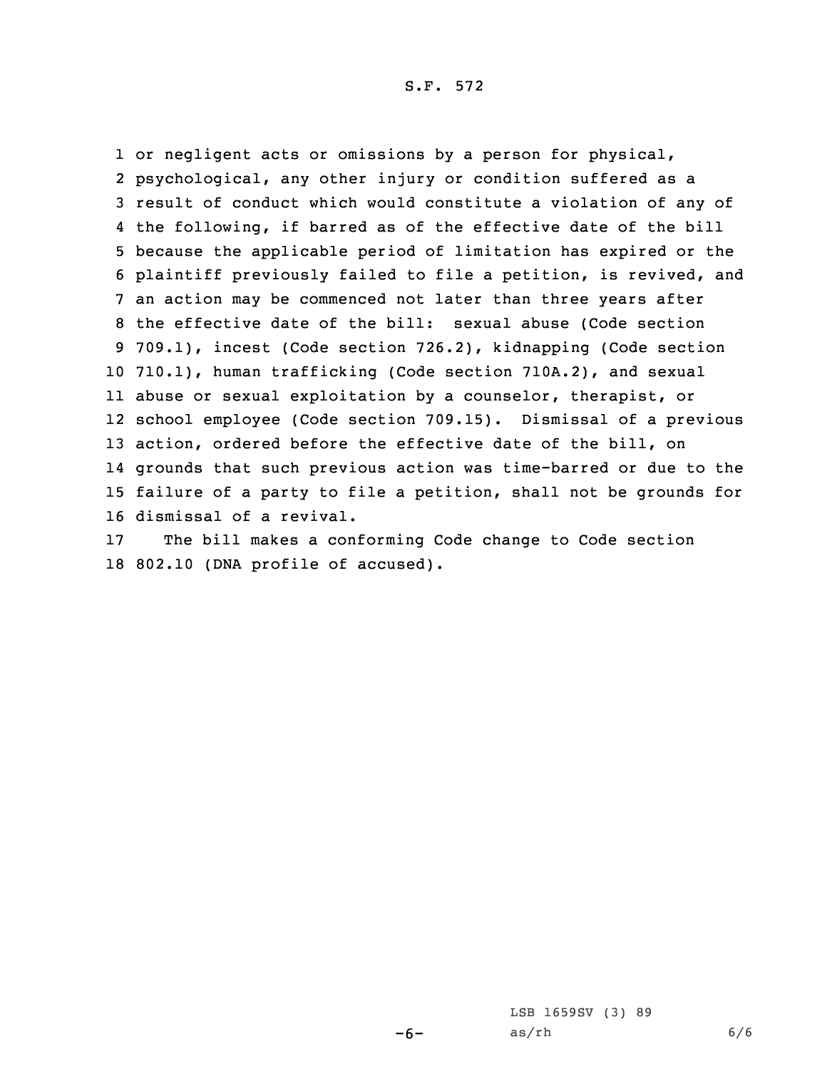or negligent acts or omissions by a person for physical, psychological, any other injury or condition suffered as a result of conduct which would constitute a violation of any of the following, if barred as of the effective date of the bill because the applicable period of limitation has expired or the plaintiff previously failed to file a petition, is revived, and an action may be commenced not later than three years after the effective date of the bill: sexual abuse (Code section 709.1), incest (Code section 726.2), kidnapping (Code section 710.1), human trafficking (Code section 710A.2), and sexual abuse or sexual exploitation by a counselor, therapist, or school employee (Code section 709.15). Dismissal of a previous action, ordered before the effective date of the bill, on grounds that such previous action was time-barred or due to the failure of a party to file a petition, shall not be grounds for dismissal of a revival.

The bill makes a conforming Code change to Code section 802.10 (DNA profile of accused).